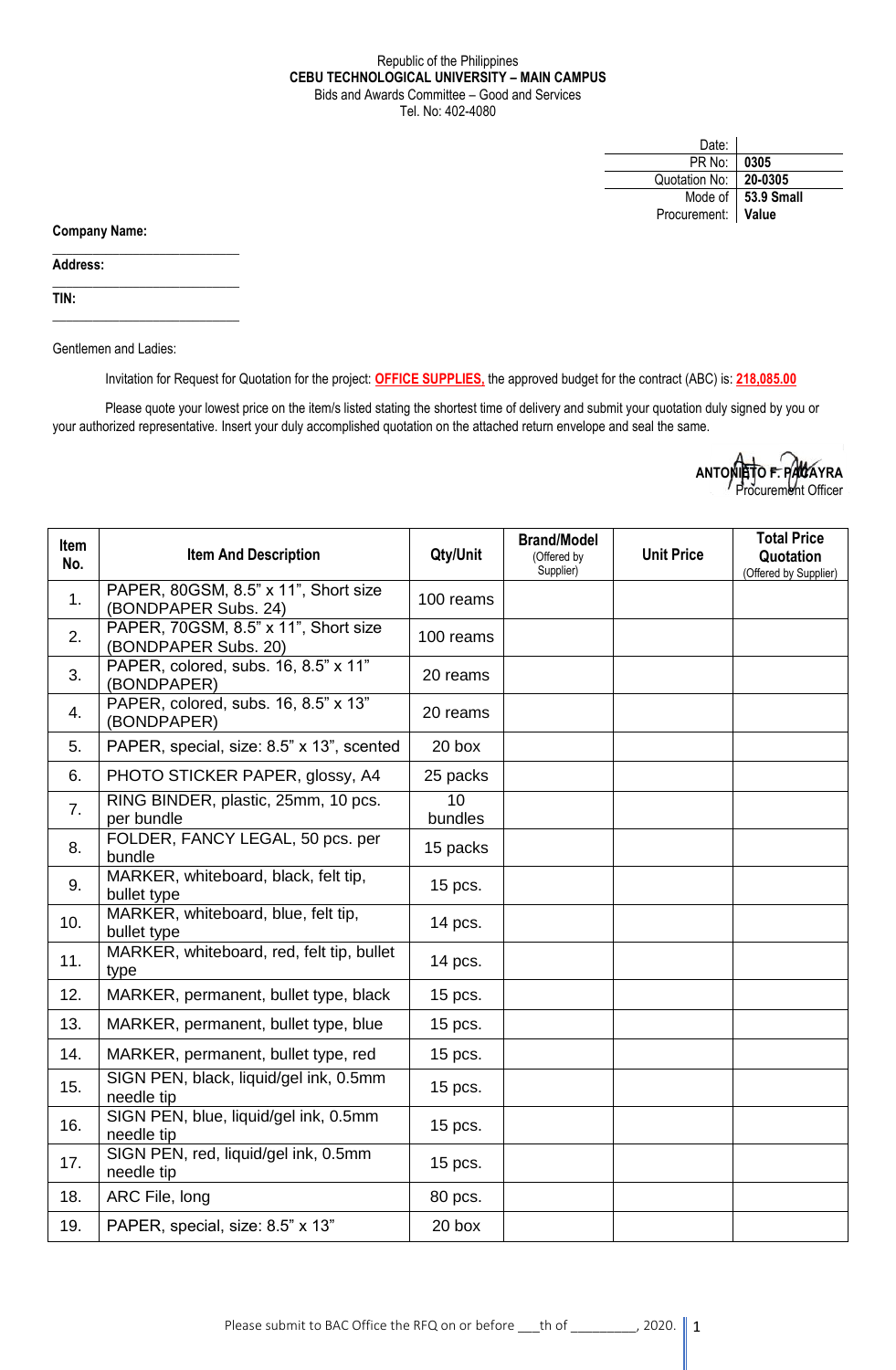Republic of the Philippines
**CEBU TECHNOLOGICAL UNIVERSITY – MAIN CAMPUS**
Bids and Awards Committee – Good and Services
Tel. No: 402-4080

| | |
|---|---|
| Date: | |
| PR No: | **0305** |
| Quotation No: | **20-0305** |
| Mode of Procurement: | **53.9 Small Value** |

**Company Name:** ___________________________

**Address:** ___________________________

**TIN:** ___________________________

Gentlemen and Ladies:

Invitation for Request for Quotation for the project: **OFFICE SUPPLIES,** the approved budget for the contract (ABC) is: **218,085.00**

Please quote your lowest price on the item/s listed stating the shortest time of delivery and submit your quotation duly signed by you or your authorized representative. Insert your duly accomplished quotation on the attached return envelope and seal the same.

**ANTONIETO F. PAGAYRA**
Procurement Officer

| Item No. | Item And Description | Qty/Unit | Brand/Model (Offered by Supplier) | Unit Price | Total Price Quotation (Offered by Supplier) |
|---|---|---|---|---|---|
| 1. | PAPER, 80GSM, 8.5" x 11", Short size (BONDPAPER Subs. 24) | 100 reams | | | |
| 2. | PAPER, 70GSM, 8.5" x 11", Short size (BONDPAPER Subs. 20) | 100 reams | | | |
| 3. | PAPER, colored, subs. 16, 8.5" x 11" (BONDPAPER) | 20 reams | | | |
| 4. | PAPER, colored, subs. 16, 8.5" x 13" (BONDPAPER) | 20 reams | | | |
| 5. | PAPER, special, size: 8.5" x 13", scented | 20 box | | | |
| 6. | PHOTO STICKER PAPER, glossy, A4 | 25 packs | | | |
| 7. | RING BINDER, plastic, 25mm, 10 pcs. per bundle | 10 bundles | | | |
| 8. | FOLDER, FANCY LEGAL, 50 pcs. per bundle | 15 packs | | | |
| 9. | MARKER, whiteboard, black, felt tip, bullet type | 15 pcs. | | | |
| 10. | MARKER, whiteboard, blue, felt tip, bullet type | 14 pcs. | | | |
| 11. | MARKER, whiteboard, red, felt tip, bullet type | 14 pcs. | | | |
| 12. | MARKER, permanent, bullet type, black | 15 pcs. | | | |
| 13. | MARKER, permanent, bullet type, blue | 15 pcs. | | | |
| 14. | MARKER, permanent, bullet type, red | 15 pcs. | | | |
| 15. | SIGN PEN, black, liquid/gel ink, 0.5mm needle tip | 15 pcs. | | | |
| 16. | SIGN PEN, blue, liquid/gel ink, 0.5mm needle tip | 15 pcs. | | | |
| 17. | SIGN PEN, red, liquid/gel ink, 0.5mm needle tip | 15 pcs. | | | |
| 18. | ARC File, long | 80 pcs. | | | |
| 19. | PAPER, special, size: 8.5" x 13" | 20 box | | | |

Please submit to BAC Office the RFQ on or before ___th of _________, 2020.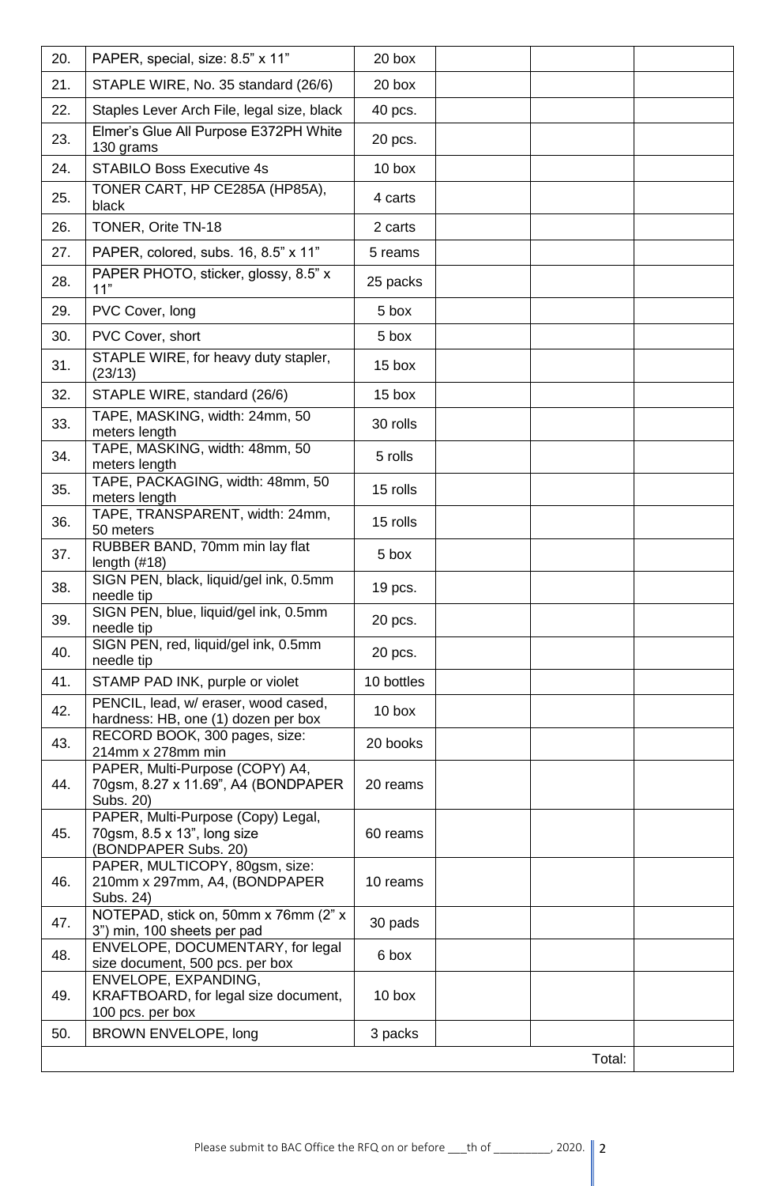| | | | | | |
|---|---|---|---|---|---|
| 20. | PAPER, special, size: 8.5" x 11" | 20 box | | | |
| 21. | STAPLE WIRE, No. 35 standard (26/6) | 20 box | | | |
| 22. | Staples Lever Arch File, legal size, black | 40 pcs. | | | |
| 23. | Elmer's Glue All Purpose E372PH White 130 grams | 20 pcs. | | | |
| 24. | STABILO Boss Executive 4s | 10 box | | | |
| 25. | TONER CART, HP CE285A (HP85A), black | 4 carts | | | |
| 26. | TONER, Orite TN-18 | 2 carts | | | |
| 27. | PAPER, colored, subs. 16, 8.5" x 11" | 5 reams | | | |
| 28. | PAPER PHOTO, sticker, glossy, 8.5" x 11" | 25 packs | | | |
| 29. | PVC Cover, long | 5 box | | | |
| 30. | PVC Cover, short | 5 box | | | |
| 31. | STAPLE WIRE, for heavy duty stapler, (23/13) | 15 box | | | |
| 32. | STAPLE WIRE, standard (26/6) | 15 box | | | |
| 33. | TAPE, MASKING, width: 24mm, 50 meters length | 30 rolls | | | |
| 34. | TAPE, MASKING, width: 48mm, 50 meters length | 5 rolls | | | |
| 35. | TAPE, PACKAGING, width: 48mm, 50 meters length | 15 rolls | | | |
| 36. | TAPE, TRANSPARENT, width: 24mm, 50 meters | 15 rolls | | | |
| 37. | RUBBER BAND, 70mm min lay flat length (#18) | 5 box | | | |
| 38. | SIGN PEN, black, liquid/gel ink, 0.5mm needle tip | 19 pcs. | | | |
| 39. | SIGN PEN, blue, liquid/gel ink, 0.5mm needle tip | 20 pcs. | | | |
| 40. | SIGN PEN, red, liquid/gel ink, 0.5mm needle tip | 20 pcs. | | | |
| 41. | STAMP PAD INK, purple or violet | 10 bottles | | | |
| 42. | PENCIL, lead, w/ eraser, wood cased, hardness: HB, one (1) dozen per box | 10 box | | | |
| 43. | RECORD BOOK, 300 pages, size: 214mm x 278mm min | 20 books | | | |
| 44. | PAPER, Multi-Purpose (COPY) A4, 70gsm, 8.27 x 11.69", A4 (BONDPAPER Subs. 20) | 20 reams | | | |
| 45. | PAPER, Multi-Purpose (Copy) Legal, 70gsm, 8.5 x 13", long size (BONDPAPER Subs. 20) | 60 reams | | | |
| 46. | PAPER, MULTICOPY, 80gsm, size: 210mm x 297mm, A4, (BONDPAPER Subs. 24) | 10 reams | | | |
| 47. | NOTEPAD, stick on, 50mm x 76mm (2" x 3") min, 100 sheets per pad | 30 pads | | | |
| 48. | ENVELOPE, DOCUMENTARY, for legal size document, 500 pcs. per box | 6 box | | | |
| 49. | ENVELOPE, EXPANDING, KRAFTBOARD, for legal size document, 100 pcs. per box | 10 box | | | |
| 50. | BROWN ENVELOPE, long | 3 packs | | | |
| | | | | Total: | |

Please submit to BAC Office the RFQ on or before ___th of _________, 2020.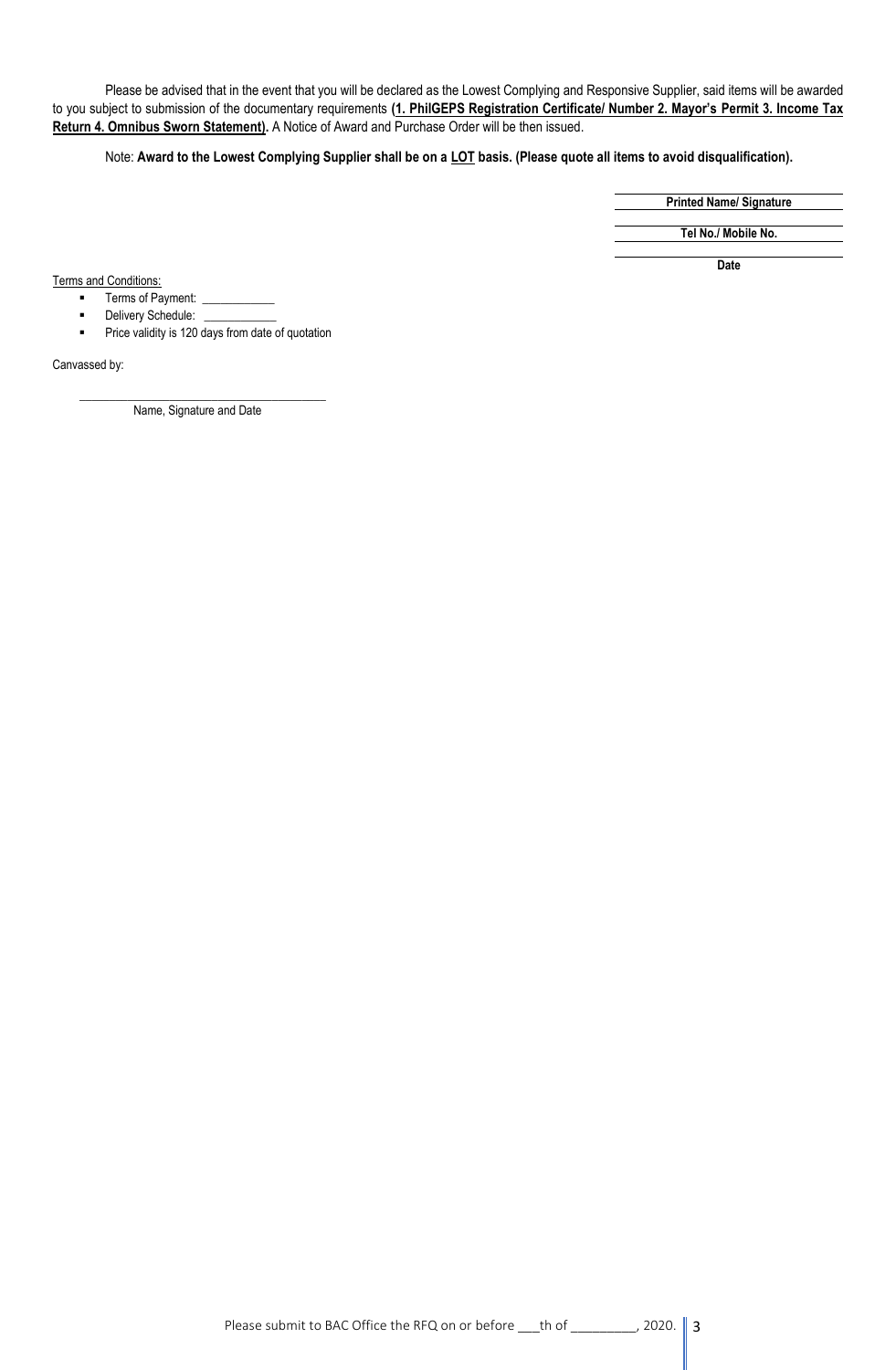Please be advised that in the event that you will be declared as the Lowest Complying and Responsive Supplier, said items will be awarded to you subject to submission of the documentary requirements **(1. PhilGEPS Registration Certificate/ Number 2. Mayor's Permit 3. Income Tax Return 4. Omnibus Sworn Statement).** A Notice of Award and Purchase Order will be then issued.

Note: **Award to the Lowest Complying Supplier shall be on a LOT basis. (Please quote all items to avoid disqualification).**

\_\_\_\_\_\_\_\_\_\_\_\_\_\_\_\_\_\_\_\_\_\_\_\_
**Printed Name/ Signature**

\_\_\_\_\_\_\_\_\_\_\_\_\_\_\_\_\_\_\_\_\_\_\_\_
**Tel No./ Mobile No.**

\_\_\_\_\_\_\_\_\_\_\_\_\_\_\_\_\_\_\_\_\_\_\_\_
**Date**

Terms and Conditions:

- Terms of Payment: \_\_\_\_\_\_\_\_\_\_\_\_
- Delivery Schedule: \_\_\_\_\_\_\_\_\_\_\_\_
- Price validity is 120 days from date of quotation

Canvassed by:

\_\_\_\_\_\_\_\_\_\_\_\_\_\_\_\_\_\_\_\_\_\_\_\_\_\_\_\_\_\_\_\_\_\_\_\_
Name, Signature and Date

Please submit to BAC Office the RFQ on or before \_\_\_th of \_\_\_\_\_\_\_\_\_, 2020.